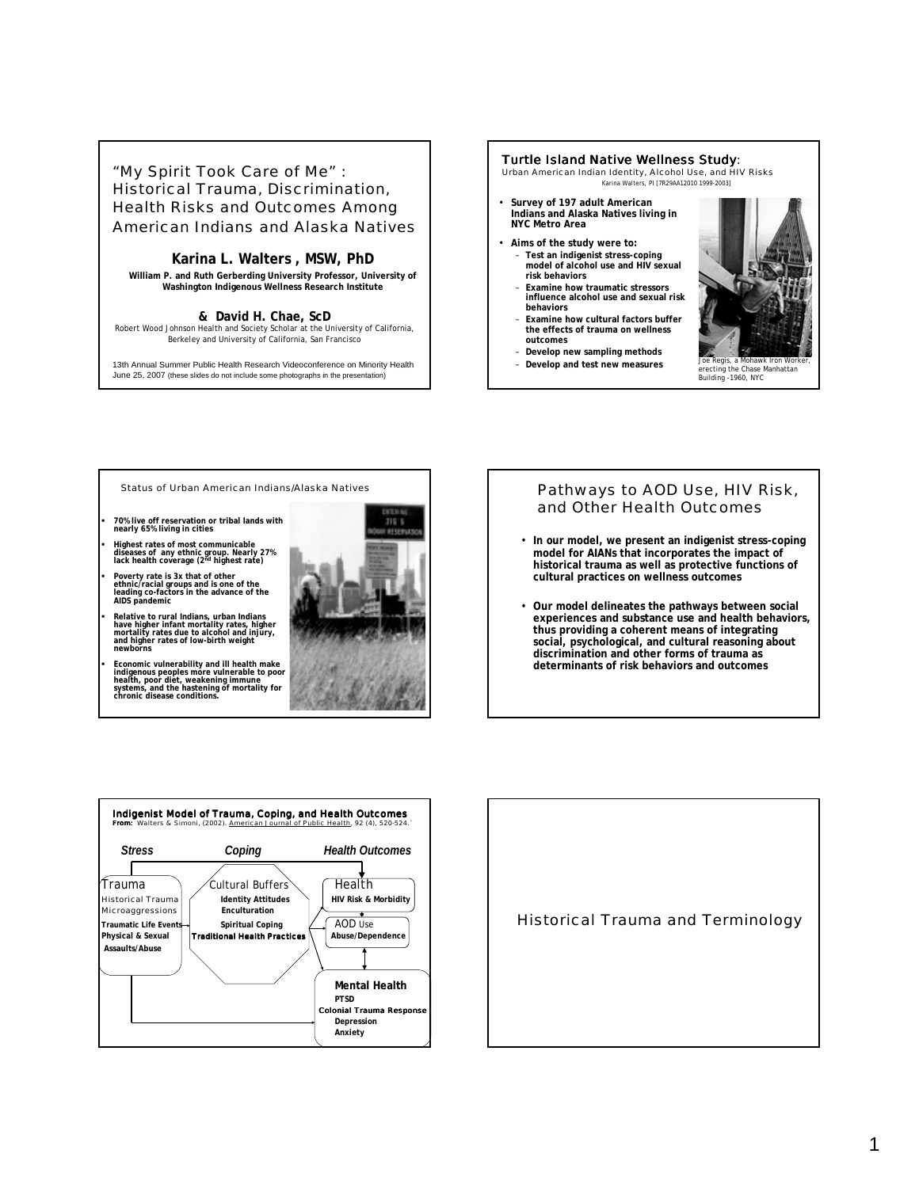# "My Spirit Took Care of Me" : Historical Trauma, Discrimination, Health Risks and Outcomes Among American Indians and Alaska Natives

**Karina L. Walters , MSW, PhD**

**William P. and Ruth Gerberding University Professor, University of Washington Indigenous Wellness Research Institute**

**& David H. Chae, ScD**

Robert Wood Johnson Health and Society Scholar at the University of California, Berkeley and University of California, San Francisco

13th Annual Summer Public Health Research Videoconference on Minority Health
June 25, 2007 (these slides do not include some photographs in the presentation)

---

## Turtle Island Native Wellness Study:

Urban American Indian Identity, Alcohol Use, and HIV Risks

Karina Walters, PI [7R29AA12010 1999-2003]

- **Survey of 197 adult American Indians and Alaska Natives living in NYC Metro Area**
- **Aims of the study were to:**
  - **Test an indigenist stress-coping model of alcohol use and HIV sexual risk behaviors**
  - **Examine how traumatic stressors influence alcohol use and sexual risk behaviors**
  - **Examine how cultural factors buffer the effects of trauma on wellness outcomes**
  - **Develop new sampling methods**
  - **Develop and test new measures**

Joe Regis, a Mohawk Iron Worker, erecting the Chase Manhattan Building -1960, NYC

---

## Status of Urban American Indians/Alaska Natives

- **70% live off reservation or tribal lands with nearly 65% living in cities**
- **Highest rates of most communicable diseases of any ethnic group. Nearly 27% lack health coverage (2nd highest rate)**
- **Poverty rate is 3x that of other ethnic/racial groups and is one of the leading co-factors in the advance of the AIDS pandemic**
- **Relative to rural Indians, urban Indians have higher infant mortality rates, higher mortality rates due to alcohol and injury, and higher rates of low-birth weight newborns**
- **Economic vulnerability and ill health make indigenous peoples more vulnerable to poor health, poor diet, weakening immune systems, and the hastening of mortality for chronic disease conditions.**

---

## Pathways to AOD Use, HIV Risk, and Other Health Outcomes

- **In our model, we present an indigenist stress-coping model for AIANs that incorporates the impact of historical trauma as well as protective functions of cultural practices on wellness outcomes**
- **Our model delineates the pathways between social experiences and substance use and health behaviors, thus providing a coherent means of integrating social, psychological, and cultural reasoning about discrimination and other forms of trauma as determinants of risk behaviors and outcomes**

---

## Indigenist Model of Trauma, Coping, and Health Outcomes

**From:** Walters & Simoni, (2002). American Journal of Public Health, 92 (4), 520-524.

| *Stress* | *Coping* | *Health Outcomes* |
|---|---|---|
| Trauma<br>Historical Trauma<br>Microaggressions<br>**Traumatic Life Events**<br>**Physical & Sexual Assaults/Abuse** | Cultural Buffers<br>**Identity Attitudes**<br>**Enculturation**<br>**Spiritual Coping**<br>**Traditional Health Practices** | Health<br>**HIV Risk & Morbidity**<br><br>AOD Use<br>**Abuse/Dependence**<br><br>**Mental Health**<br>**PTSD**<br>**Colonial Trauma Response**<br>**Depression**<br>**Anxiety** |

---

## Historical Trauma and Terminology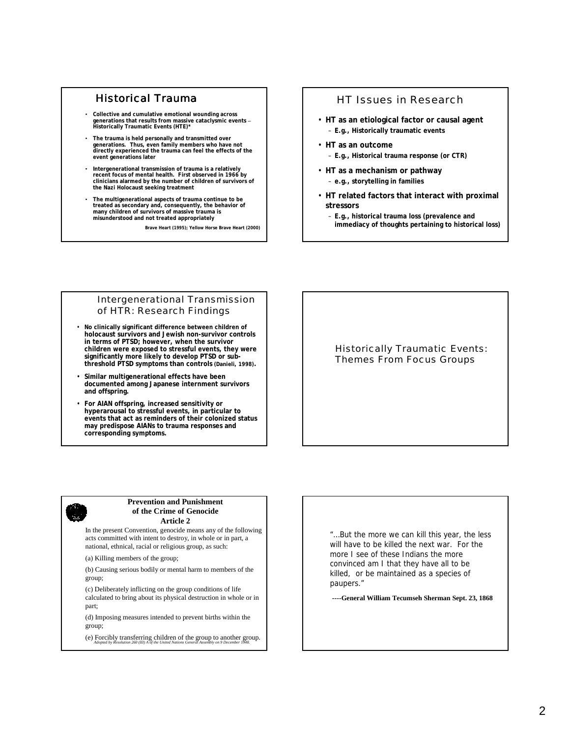## Historical Trauma

- Collective and cumulative emotional wounding across generations that results from massive cataclysmic events – Historically Traumatic Events (HTE)*
- The trauma is held personally and transmitted over generations. Thus, even family members who have not directly experienced the trauma can feel the effects of the event generations later
- Intergenerational transmission of trauma is a relatively recent focus of mental health. First observed in 1966 by clinicians alarmed by the number of children of survivors of the Nazi Holocaust seeking treatment
- The multigenerational aspects of trauma continue to be treated as secondary and, consequently, the behavior of many children of survivors of massive trauma is misunderstood and not treated appropriately

Brave Heart (1995); Yellow Horse Brave Heart (2000)

## HT Issues in Research

- **HT as an etiological factor or causal agent**
  - E.g., Historically traumatic events
- **HT as an outcome**
  - E.g., Historical trauma response (or CTR)
- **HT as a mechanism or pathway**
  - e.g., storytelling in families
- **HT related factors that interact with proximal stressors**
  - E.g., historical trauma loss (prevalence and immediacy of thoughts pertaining to historical loss)

## Intergenerational Transmission of HTR: Research Findings

- No clinically significant difference between children of holocaust survivors and Jewish non-survivor controls in terms of PTSD; however, when the survivor children were exposed to stressful events, they were significantly more likely to develop PTSD or sub-threshold PTSD symptoms than controls (Danieli, 1998).
- Similar multigenerational effects have been documented among Japanese internment survivors and offspring.
- For AIAN offspring, increased sensitivity or hyperarousal to stressful events, in particular to events that act as reminders of their colonized status may predispose AIANs to trauma responses and corresponding symptoms.

## Historically Traumatic Events: Themes From Focus Groups

## Prevention and Punishment of the Crime of Genocide Article 2

In the present Convention, genocide means any of the following acts committed with intent to destroy, in whole or in part, a national, ethnical, racial or religious group, as such:

(a) Killing members of the group;

(b) Causing serious bodily or mental harm to members of the group;

(c) Deliberately inflicting on the group conditions of life calculated to bring about its physical destruction in whole or in part;

(d) Imposing measures intended to prevent births within the group;

(e) Forcibly transferring children of the group to another group.

*Adopted by Resolution 260 (III) A of the United Nations General Assembly on 9 December 1948.*

"…But the more we can kill this year, the less will have to be killed the next war. For the more I see of these Indians the more convinced am I that they have all to be killed, or be maintained as a species of paupers."

**----General William Tecumseh Sherman Sept. 23, 1868**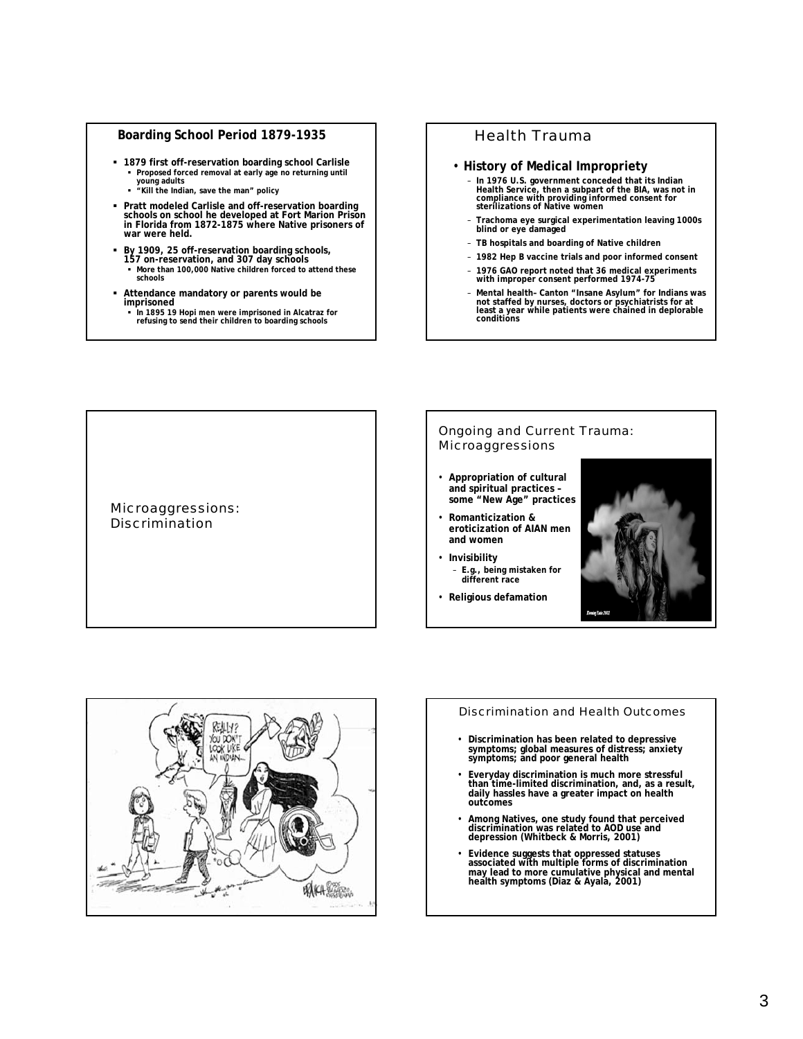## Boarding School Period 1879-1935

- 1879 first off-reservation boarding school Carlisle
  - Proposed forced removal at early age no returning until young adults
  - "Kill the Indian, save the man" policy
- Pratt modeled Carlisle and off-reservation boarding schools on school he developed at Fort Marion Prison in Florida from 1872-1875 where Native prisoners of war were held.
- By 1909, 25 off-reservation boarding schools, 157 on-reservation, and 307 day schools
  - More than 100,000 Native children forced to attend these schools
- Attendance mandatory or parents would be imprisoned
  - In 1895 19 Hopi men were imprisoned in Alcatraz for refusing to send their children to boarding schools

## Health Trauma

- **History of Medical Impropriety**
  - In 1976 U.S. government conceded that its Indian Health Service, then a subpart of the BIA, was not in compliance with providing informed consent for sterilizations of Native women
  - Trachoma eye surgical experimentation leaving 1000s blind or eye damaged
  - TB hospitals and boarding of Native children
  - 1982 Hep B vaccine trials and poor informed consent
  - 1976 GAO report noted that 36 medical experiments with improper consent performed 1974-75
  - Mental health– Canton "Insane Asylum" for Indians was not staffed by nurses, doctors or psychiatrists for at least a year while patients were chained in deplorable conditions

## Microaggressions: Discrimination

## Ongoing and Current Trauma: Microaggressions

- Appropriation of cultural and spiritual practices – some "New Age" practices
- Romanticization & eroticization of AIAN men and women
- Invisibility
  - E.g., being mistaken for different race
- Religious defamation

## Discrimination and Health Outcomes

- Discrimination has been related to depressive symptoms; global measures of distress; anxiety symptoms; and poor general health
- Everyday discrimination is much more stressful than time-limited discrimination, and, as a result, daily hassles have a greater impact on health outcomes
- Among Natives, one study found that perceived discrimination was related to AOD use and depression (Whitbeck & Morris, 2001)
- Evidence suggests that oppressed statuses associated with multiple forms of discrimination may lead to more cumulative physical and mental health symptoms (Diaz & Ayala, 2001)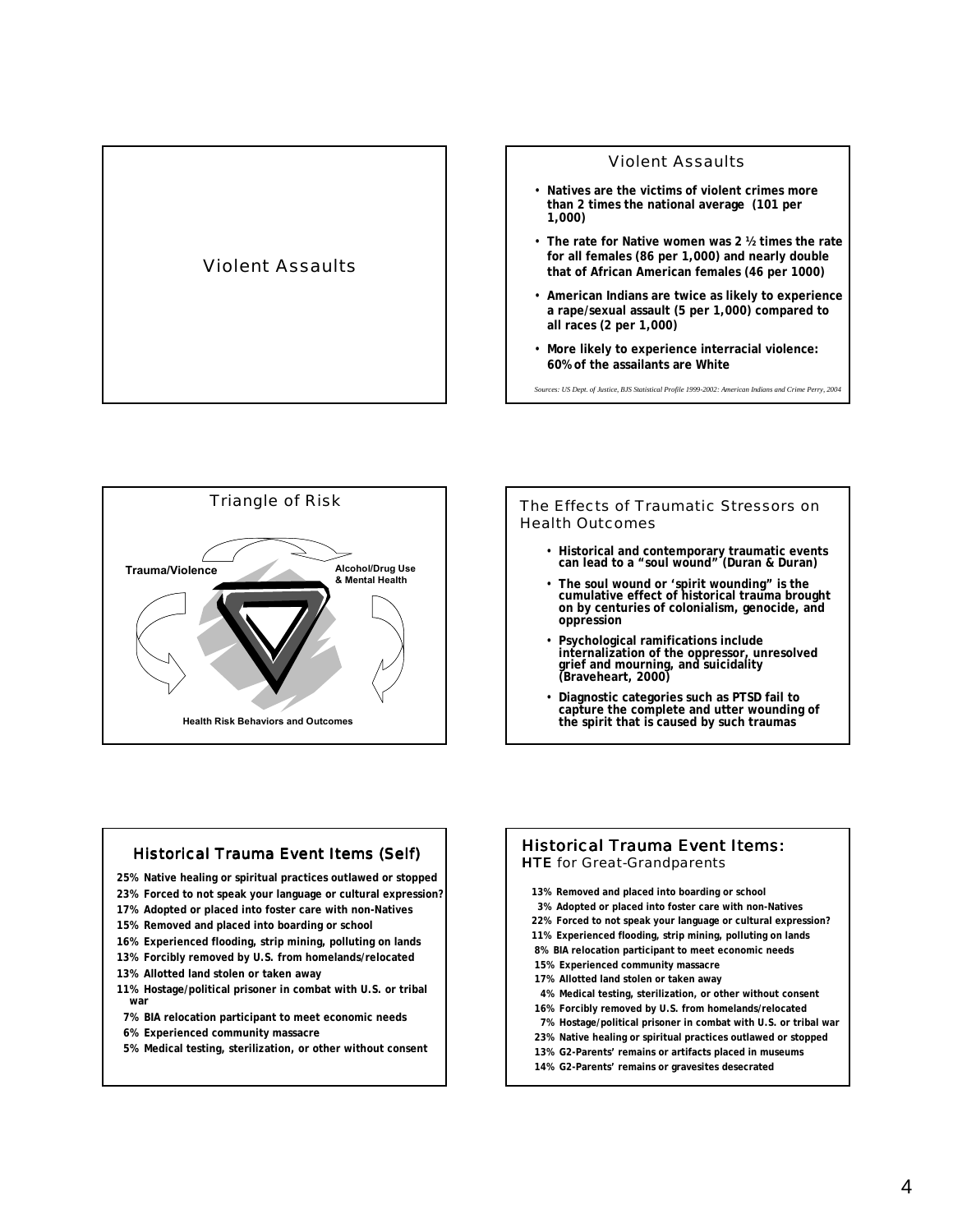## Violent Assaults

## Violent Assaults

- **Natives are the victims of violent crimes more than 2 times the national average (101 per 1,000)**
- **The rate for Native women was 2 ½ times the rate for all females (86 per 1,000) and nearly double that of African American females (46 per 1000)**
- **American Indians are twice as likely to experience a rape/sexual assault (5 per 1,000) compared to all races (2 per 1,000)**
- **More likely to experience interracial violence: 60% of the assailants are White**

*Sources: US Dept. of Justice, BJS Statistical Profile 1999-2002: American Indians and Crime Perry, 2004*

## Triangle of Risk

**Trauma/Violence**

**Alcohol/Drug Use & Mental Health**

**Health Risk Behaviors and Outcomes**

## The Effects of Traumatic Stressors on Health Outcomes

- **Historical and contemporary traumatic events can lead to a "soul wound" (Duran & Duran)**
- **The soul wound or 'spirit wounding" is the cumulative effect of historical trauma brought on by centuries of colonialism, genocide, and oppression**
- **Psychological ramifications include internalization of the oppressor, unresolved grief and mourning, and suicidality (Braveheart, 2000)**
- **Diagnostic categories such as PTSD fail to capture the complete and utter wounding of the spirit that is caused by such traumas**

## Historical Trauma Event Items (Self)

**25% Native healing or spiritual practices outlawed or stopped**
**23% Forced to not speak your language or cultural expression?**
**17% Adopted or placed into foster care with non-Natives**
**15% Removed and placed into boarding or school**
**16% Experienced flooding, strip mining, polluting on lands**
**13% Forcibly removed by U.S. from homelands/relocated**
**13% Allotted land stolen or taken away**
**11% Hostage/political prisoner in combat with U.S. or tribal war**
**7% BIA relocation participant to meet economic needs**
**6% Experienced community massacre**
**5% Medical testing, sterilization, or other without consent**

## Historical Trauma Event Items: HTE for Great-Grandparents

**13% Removed and placed into boarding or school**
**3% Adopted or placed into foster care with non-Natives**
**22% Forced to not speak your language or cultural expression?**
**11% Experienced flooding, strip mining, polluting on lands**
**8% BIA relocation participant to meet economic needs**
**15% Experienced community massacre**
**17% Allotted land stolen or taken away**
**4% Medical testing, sterilization, or other without consent**
**16% Forcibly removed by U.S. from homelands/relocated**
**7% Hostage/political prisoner in combat with U.S. or tribal war**
**23% Native healing or spiritual practices outlawed or stopped**
**13% G2-Parents' remains or artifacts placed in museums**
**14% G2-Parents' remains or gravesites desecrated**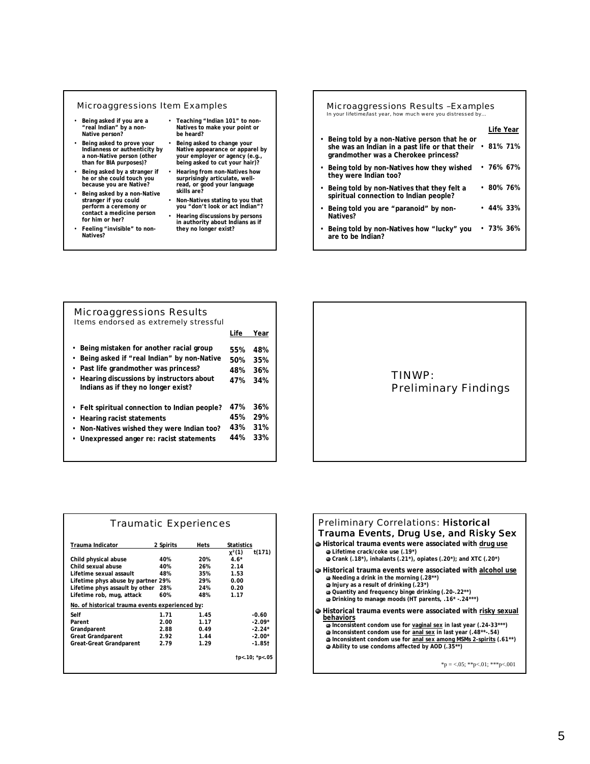## Microaggressions Item Examples

- Being asked if you are a "real Indian" by a non-Native person?
- Being asked to prove your Indianness or authenticity by a non-Native person (other than for BIA purposes)?
- Being asked by a stranger if he or she could touch you because you are Native?
- Being asked by a non-Native stranger if you could perform a ceremony or contact a medicine person for him or her?
- Feeling "invisible" to non-Natives?
- Teaching "Indian 101" to non-Natives to make your point or be heard?
- Being asked to change your Native appearance or apparel by your employer or agency (e.g., being asked to cut your hair)?
- Hearing from non-Natives how surprisingly articulate, well-read, or good your language skills are?
- Non-Natives stating to you that you "don't look or act Indian"?
- Hearing discussions by persons in authority about Indians as if they no longer exist?

## Microaggressions Results –Examples

In your lifetime/last year, how much were you distressed by…

| | Life | Year |
|---|---|---|
| Being told by a non-Native person that he or she was an Indian in a past life or that their grandmother was a Cherokee princess? | 81% | 71% |
| Being told by non-Natives how they wished they were Indian too? | 76% | 67% |
| Being told by non-Natives that they felt a spiritual connection to Indian people? | 80% | 76% |
| Being told you are "paranoid" by non-Natives? | 44% | 33% |
| Being told by non-Natives how "lucky" you are to be Indian? | 73% | 36% |

## Microaggressions Results

Items endorsed as extremely stressful

| | Life | Year |
|---|---|---|
| Being mistaken for another racial group | 55% | 48% |
| Being asked if "real Indian" by non-Native | 50% | 35% |
| Past life grandmother was princess? | 48% | 36% |
| Hearing discussions by instructors about Indians as if they no longer exist? | 47% | 34% |
| Felt spiritual connection to Indian people? | 47% | 36% |
| Hearing racist statements | 45% | 29% |
| Non-Natives wished they were Indian too? | 43% | 31% |
| Unexpressed anger re: racist statements | 44% | 33% |

## TINWP: Preliminary Findings

## Traumatic Experiences

| Trauma Indicator | 2 Spirits | Hets | Statistics $\chi^2(1)$ | $t(171)$ |
|---|---|---|---|---|
| Child physical abuse | 40% | 20% | 4.6* | |
| Child sexual abuse | 40% | 26% | 2.14 | |
| Lifetime sexual assault | 48% | 35% | 1.53 | |
| Lifetime phys abuse by partner | 29% | 29% | 0.00 | |
| Lifetime phys assault by other | 28% | 24% | 0.20 | |
| Lifetime rob, mug, attack | 60% | 48% | 1.17 | |
| **No. of historical trauma events experienced by:** | | | | |
| Self | 1.71 | 1.45 | | -0.60 |
| Parent | 2.00 | 1.17 | | -2.09* |
| Grandparent | 2.88 | 0.49 | | -2.24* |
| Great Grandparent | 2.92 | 1.44 | | -2.00* |
| Great-Great Grandparent | 2.79 | 1.29 | | -1.85† |

†p<.10; *p<.05

## Preliminary Correlations: Historical Trauma Events, Drug Use, and Risky Sex

- Historical trauma events were associated with <u>drug use</u>
  - Lifetime crack/coke use (.19*)
  - Crank (.18*), inhalants (.21*), opiates (.20*); and XTC (.20*)
- Historical trauma events were associated with <u>alcohol use</u>
  - Needing a drink in the morning (.28**)
  - Injury as a result of drinking (.23*)
  - Quantity and frequency binge drinking (.20-.22**)
  - Drinking to manage moods (HT parents, .16* -.24***)
- Historical trauma events were associated with <u>risky sexual behaviors</u>
  - Inconsistent condom use for <u>vaginal sex</u> in last year (.24-33***)
  - Inconsistent condom use for <u>anal sex</u> in last year (.48**-.54)
  - Inconsistent condom use for <u>anal sex among MSMs 2-spirits</u> (.61**)
  - Ability to use condoms affected by AOD (.35**)

*p = <.05; **p<.01; ***p<.001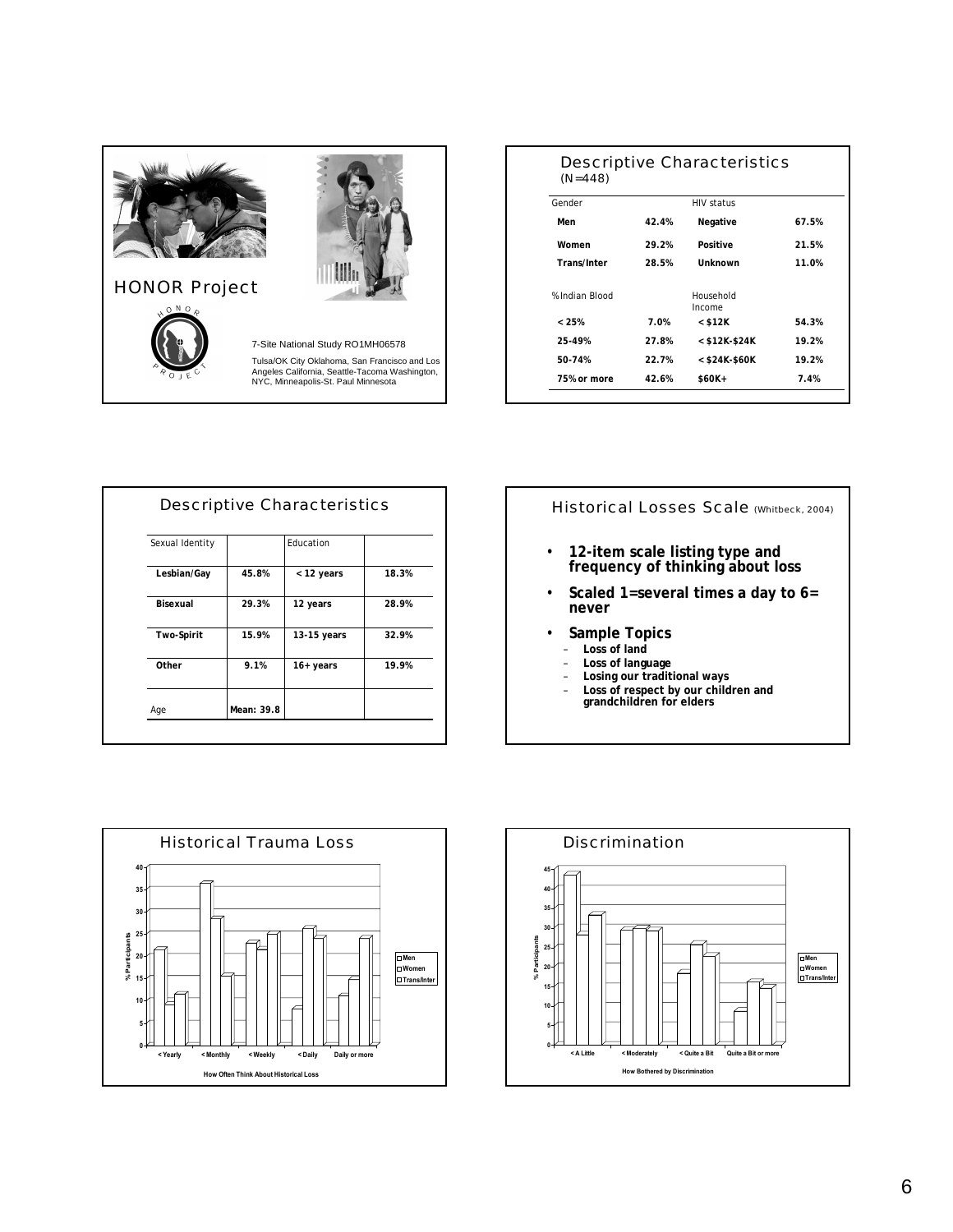## HONOR Project

7-Site National Study RO1MH06578

Tulsa/OK City Oklahoma, San Francisco and Los Angeles California, Seattle-Tacoma Washington, NYC, Minneapolis-St. Paul Minnesota

## Descriptive Characteristics (N=448)

| Gender | | HIV status | |
|---|---|---|---|
| **Men** | **42.4%** | **Negative** | **67.5%** |
| **Women** | **29.2%** | **Positive** | **21.5%** |
| **Trans/Inter** | **28.5%** | **Unknown** | **11.0%** |
| %Indian Blood | | Household Income | |
| **< 25%** | **7.0%** | **< $12K** | **54.3%** |
| **25-49%** | **27.8%** | **< $12K-$24K** | **19.2%** |
| **50-74%** | **22.7%** | **< $24K-$60K** | **19.2%** |
| **75% or more** | **42.6%** | **$60K+** | **7.4%** |

## Descriptive Characteristics

| Sexual Identity | | Education | |
|---|---|---|---|
| **Lesbian/Gay** | **45.8%** | **< 12 years** | **18.3%** |
| **Bisexual** | **29.3%** | **12 years** | **28.9%** |
| **Two-Spirit** | **15.9%** | **13-15 years** | **32.9%** |
| **Other** | **9.1%** | **16+ years** | **19.9%** |
| Age | **Mean: 39.8** | | |

## Historical Losses Scale (Whitbeck, 2004)

- **12-item scale listing type and frequency of thinking about loss**
- **Scaled 1=several times a day to 6= never**
- **Sample Topics**
  - **Loss of land**
  - **Loss of language**
  - **Losing our traditional ways**
  - **Loss of respect by our children and grandchildren for elders**

## Historical Trauma Loss

| How Often Think About Historical Loss | Men | Women | Trans/Inter |
|---|---|---|---|
| < Yearly | 22 | 9 | 11.5 |
| < Monthly | 36.5 | 28.5 | 15.5 |
| < Weekly | 23 | 21.5 | 25 |
| < Daily | 8 | 26 | 24 |
| Daily or more | 11 | 15 | 24 |

% Participants

## Discrimination

| How Bothered by Discrimination | Men | Women | Trans/Inter |
|---|---|---|---|
| < A Little | 43.5 | 28 | 33 |
| < Moderately | 29 | 29.5 | 29 |
| < Quite a Bit | 18 | 25.5 | 22.5 |
| Quite a Bit or more | 8.5 | 16 | 14.5 |

% Participants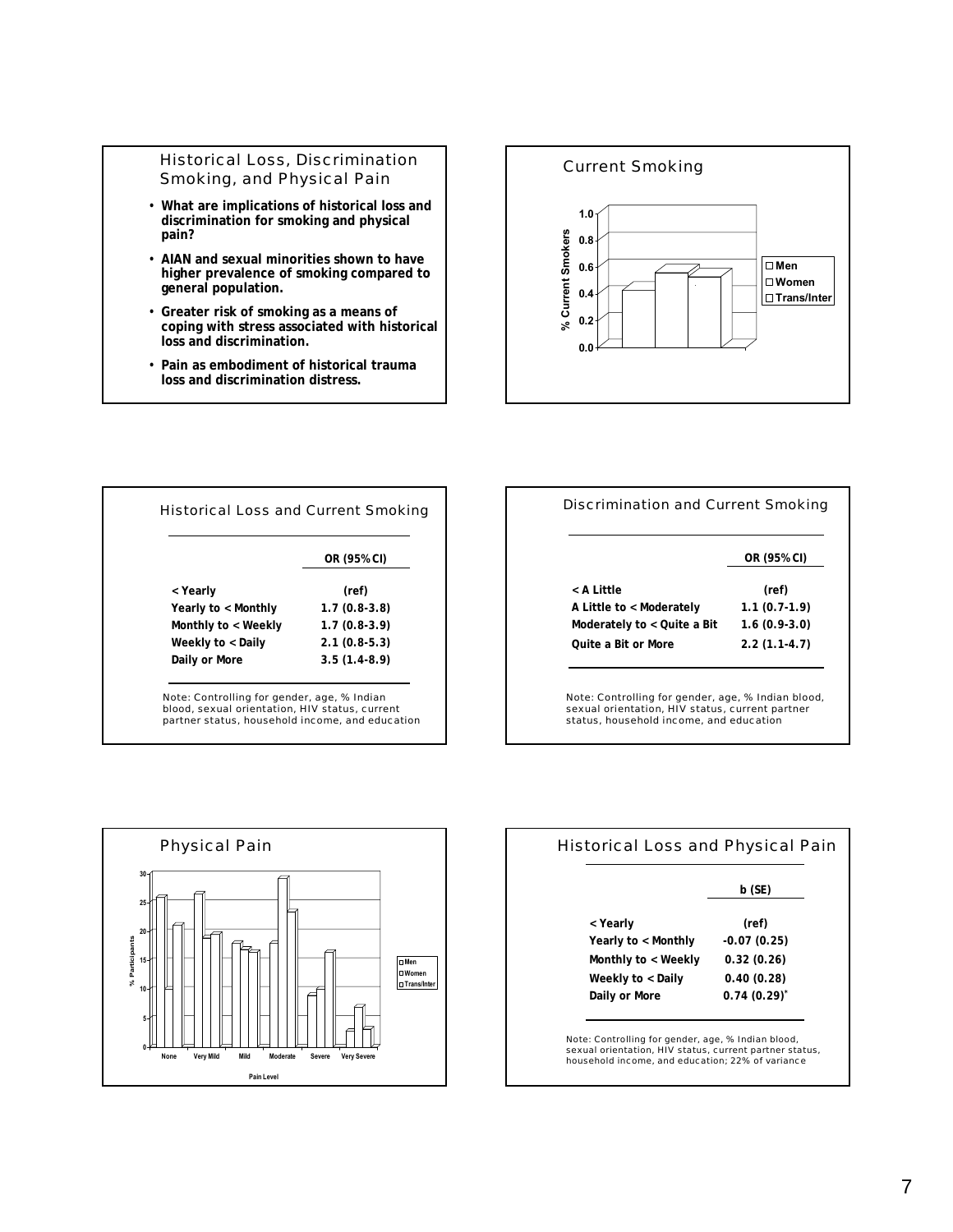## Historical Loss, Discrimination Smoking, and Physical Pain

- What are implications of historical loss and discrimination for smoking and physical pain?
- AIAN and sexual minorities shown to have higher prevalence of smoking compared to general population.
- Greater risk of smoking as a means of coping with stress associated with historical loss and discrimination.
- Pain as embodiment of historical trauma loss and discrimination distress.

## Current Smoking

% Current Smokers

1.0
0.8
0.6
0.4
0.2
0.0

Men
Women
Trans/Inter

## Historical Loss and Current Smoking

| | OR (95% CI) |
|---|---|
| < Yearly | (ref) |
| Yearly to < Monthly | 1.7 (0.8-3.8) |
| Monthly to < Weekly | 1.7 (0.8-3.9) |
| Weekly to < Daily | 2.1 (0.8-5.3) |
| Daily or More | 3.5 (1.4-8.9) |

Note: Controlling for gender, age, % Indian blood, sexual orientation, HIV status, current partner status, household income, and education

## Discrimination and Current Smoking

| | OR (95% CI) |
|---|---|
| < A Little | (ref) |
| A Little to < Moderately | 1.1 (0.7-1.9) |
| Moderately to < Quite a Bit | 1.6 (0.9-3.0) |
| Quite a Bit or More | 2.2 (1.1-4.7) |

Note: Controlling for gender, age, % Indian blood, sexual orientation, HIV status, current partner status, household income, and education

## Physical Pain

% Participants

30
25
20
15
10
5
0

None, Very Mild, Mild, Moderate, Severe, Very Severe

Pain Level

Men
Women
Trans/Inter

## Historical Loss and Physical Pain

| | b (SE) |
|---|---|
| < Yearly | (ref) |
| Yearly to < Monthly | -0.07 (0.25) |
| Monthly to < Weekly | 0.32 (0.26) |
| Weekly to < Daily | 0.40 (0.28) |
| Daily or More | 0.74 (0.29)* |

Note: Controlling for gender, age, % Indian blood, sexual orientation, HIV status, current partner status, household income, and education; 22% of variance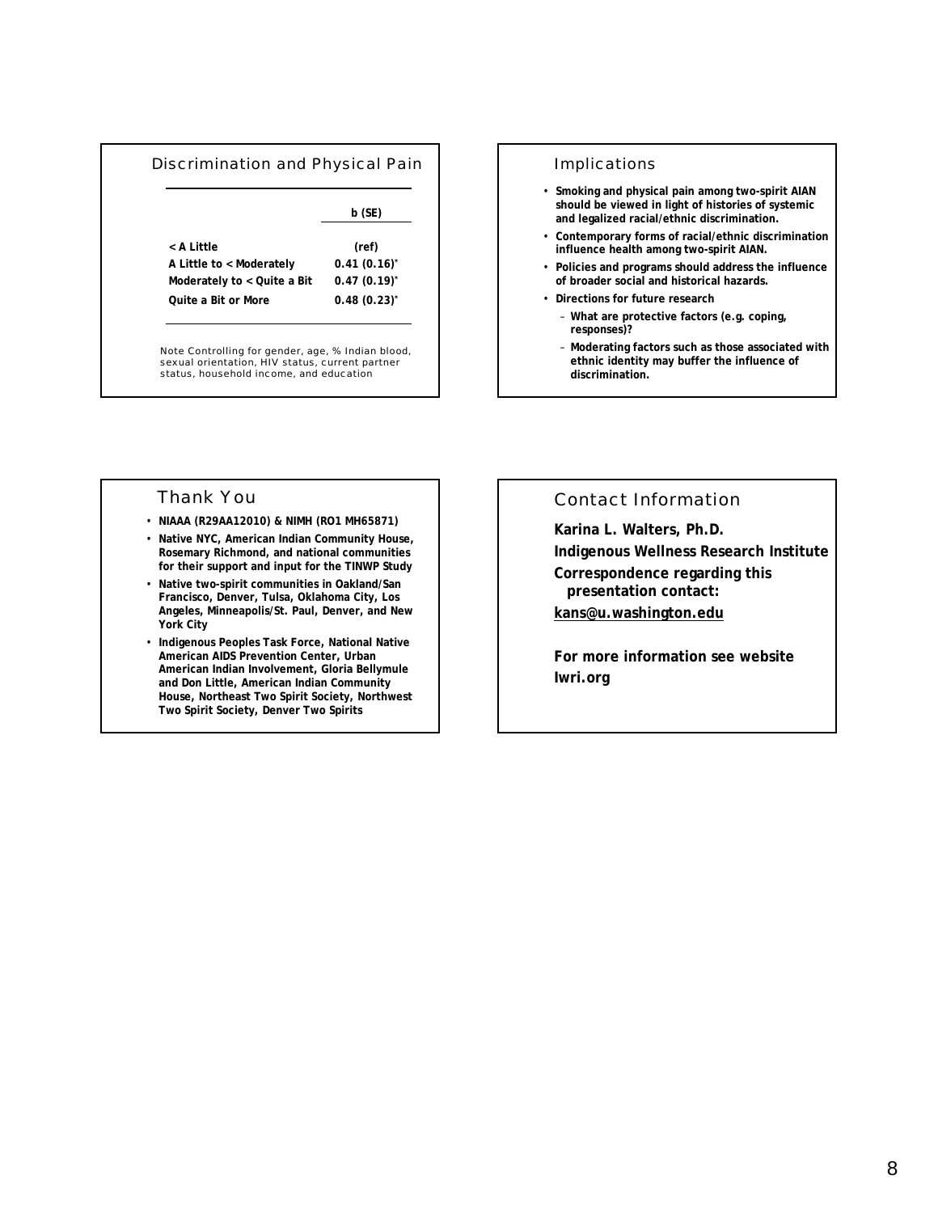## Discrimination and Physical Pain

| | b (SE) |
|---|---|
| < A Little | (ref) |
| A Little to < Moderately | 0.41 (0.16)* |
| Moderately to < Quite a Bit | 0.47 (0.19)* |
| Quite a Bit or More | 0.48 (0.23)* |

Note Controlling for gender, age, % Indian blood, sexual orientation, HIV status, current partner status, household income, and education

## Implications

- **Smoking and physical pain among two-spirit AIAN should be viewed in light of histories of systemic and legalized racial/ethnic discrimination.**
- **Contemporary forms of racial/ethnic discrimination influence health among two-spirit AIAN.**
- **Policies and programs should address the influence of broader social and historical hazards.**
- **Directions for future research**
  - **What are protective factors (e.g. coping, responses)?**
  - **Moderating factors such as those associated with ethnic identity may buffer the influence of discrimination.**

## Thank You

- **NIAAA (R29AA12010) & NIMH (RO1 MH65871)**
- **Native NYC, American Indian Community House, Rosemary Richmond, and national communities for their support and input for the TINWP Study**
- **Native two-spirit communities in Oakland/San Francisco, Denver, Tulsa, Oklahoma City, Los Angeles, Minneapolis/St. Paul, Denver, and New York City**
- **Indigenous Peoples Task Force, National Native American AIDS Prevention Center, Urban American Indian Involvement, Gloria Bellymule and Don Little, American Indian Community House, Northeast Two Spirit Society, Northwest Two Spirit Society, Denver Two Spirits**

## Contact Information

**Karina L. Walters, Ph.D.**

**Indigenous Wellness Research Institute**

**Correspondence regarding this presentation contact:**

**kans@u.washington.edu**

**For more information see website Iwri.org**